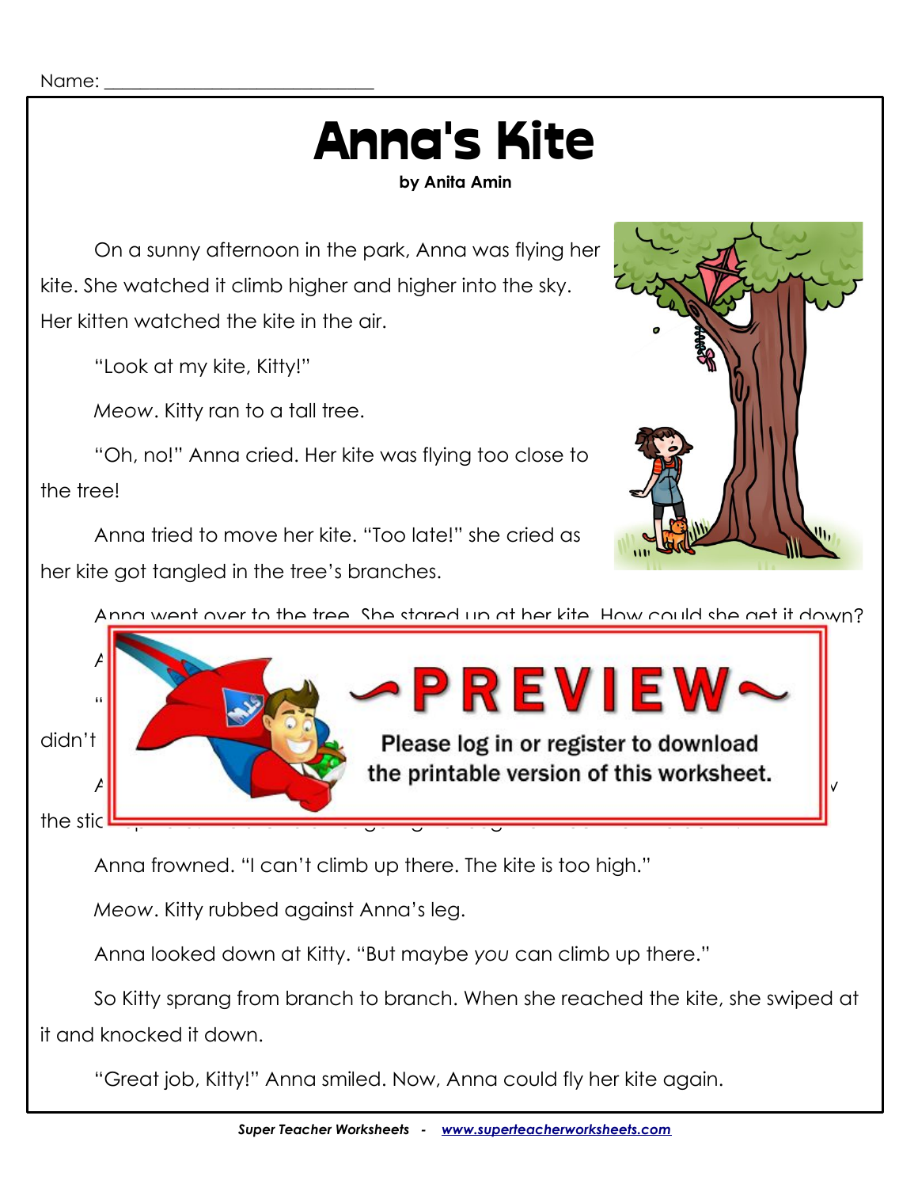Name: ______________________________

# Anna's Kite

**by Anita Amin**

On a sunny afternoon in the park, Anna was flying her kite. She watched it climb higher and higher into the sky. Her kitten watched the kite in the air.

"Look at my kite, Kitty!"

*Meow*. Kitty ran to a tall tree.

"Oh, no!" Anna cried. Her kite was flying too close to the tree!

Anna tried to move her kite. "Too late!" she cried as her kite got tangled in the tree's branches.

Anna went over to the tree. She stared up at her kite. How could she get it down?

Anna frowned. "I can't climb up there. The kite is too high."

*Meow*. Kitty rubbed against Anna's leg.

Anna looked down at Kitty. "But maybe *you* can climb up there."

So Kitty sprang from branch to branch. When she reached the kite, she swiped at it and knocked it down.

"Great job, Kitty!" Anna smiled. Now, Anna could fly her kite again.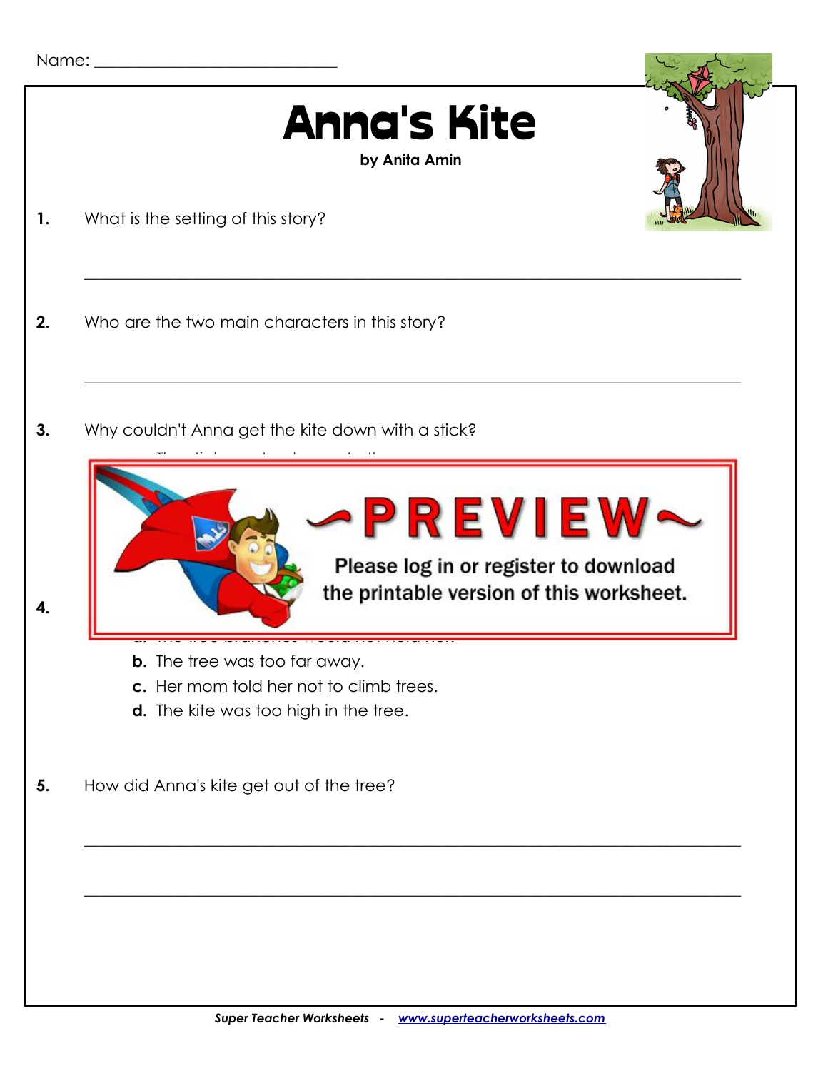Name: ______________________________

# Anna's Kite

**by Anita Amin**

**1.** What is the setting of this story?

___

**2.** Who are the two main characters in this story?

___

**3.** Why couldn't Anna get the kite down with a stick?

**4.**

**b.** The tree was too far away.

**c.** Her mom told her not to climb trees.

**d.** The kite was too high in the tree.

**5.** How did Anna's kite get out of the tree?

___

___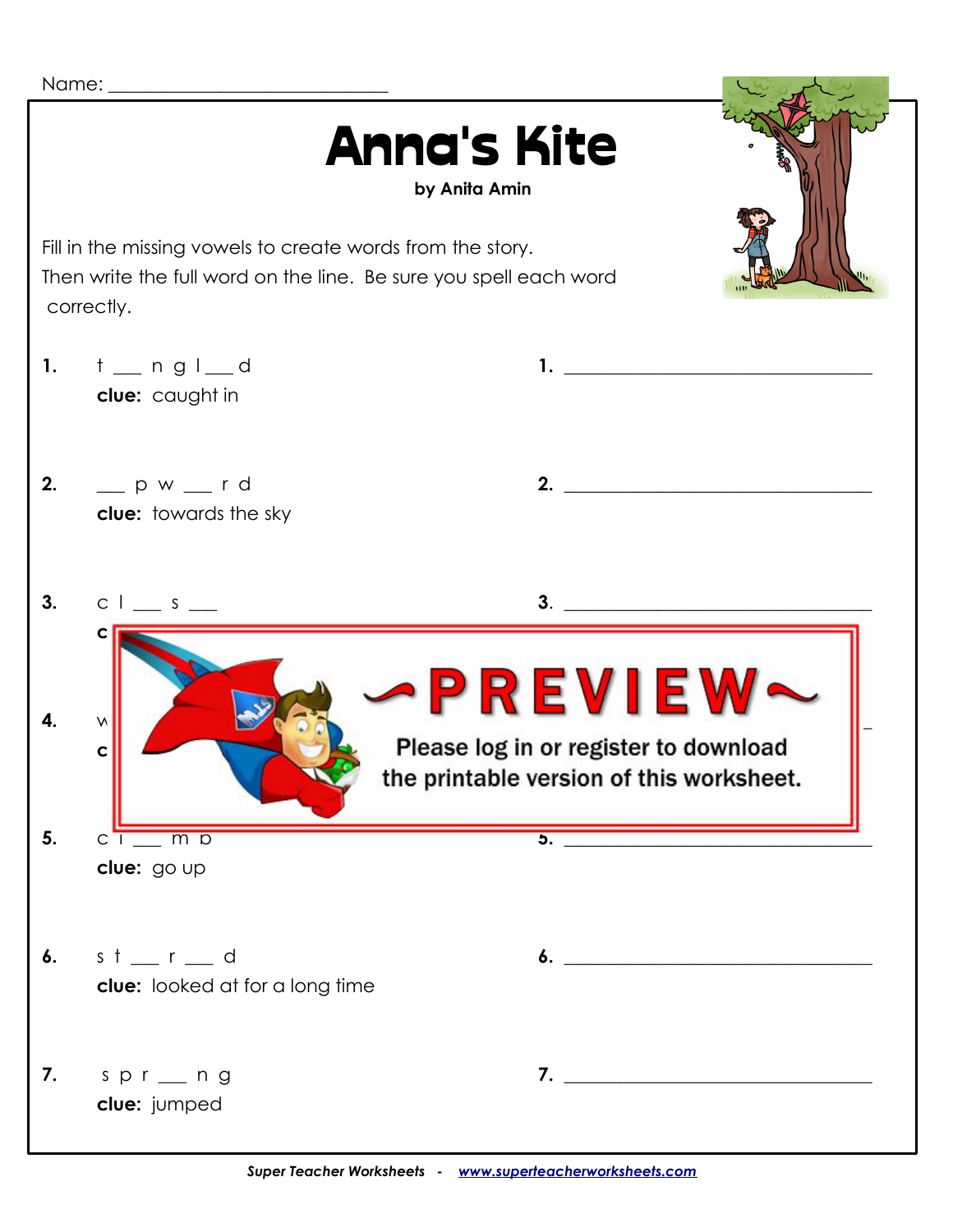Name: ______________________________

# Anna's Kite

**by Anita Amin**

Fill in the missing vowels to create words from the story.
Then write the full word on the line. Be sure you spell each word correctly.

**1.** t ___ n g l ___ d
**clue:** caught in

**1.** ________________________________

**2.** ___ p w ___ r d
**clue:** towards the sky

**2.** ________________________________

**3.** c l ___ s ___
**c**

**3.** ________________________________

**4.** w
**c**

~PREVIEW~

Please log in or register to download the printable version of this worksheet.

**5.** c l ___ m b
**clue:** go up

**5.** ________________________________

**6.** s t ___ r ___ d
**clue:** looked at for a long time

**6.** ________________________________

**7.** s p r ___ n g
**clue:** jumped

**7.** ________________________________

*Super Teacher Worksheets - www.superteacherworksheets.com*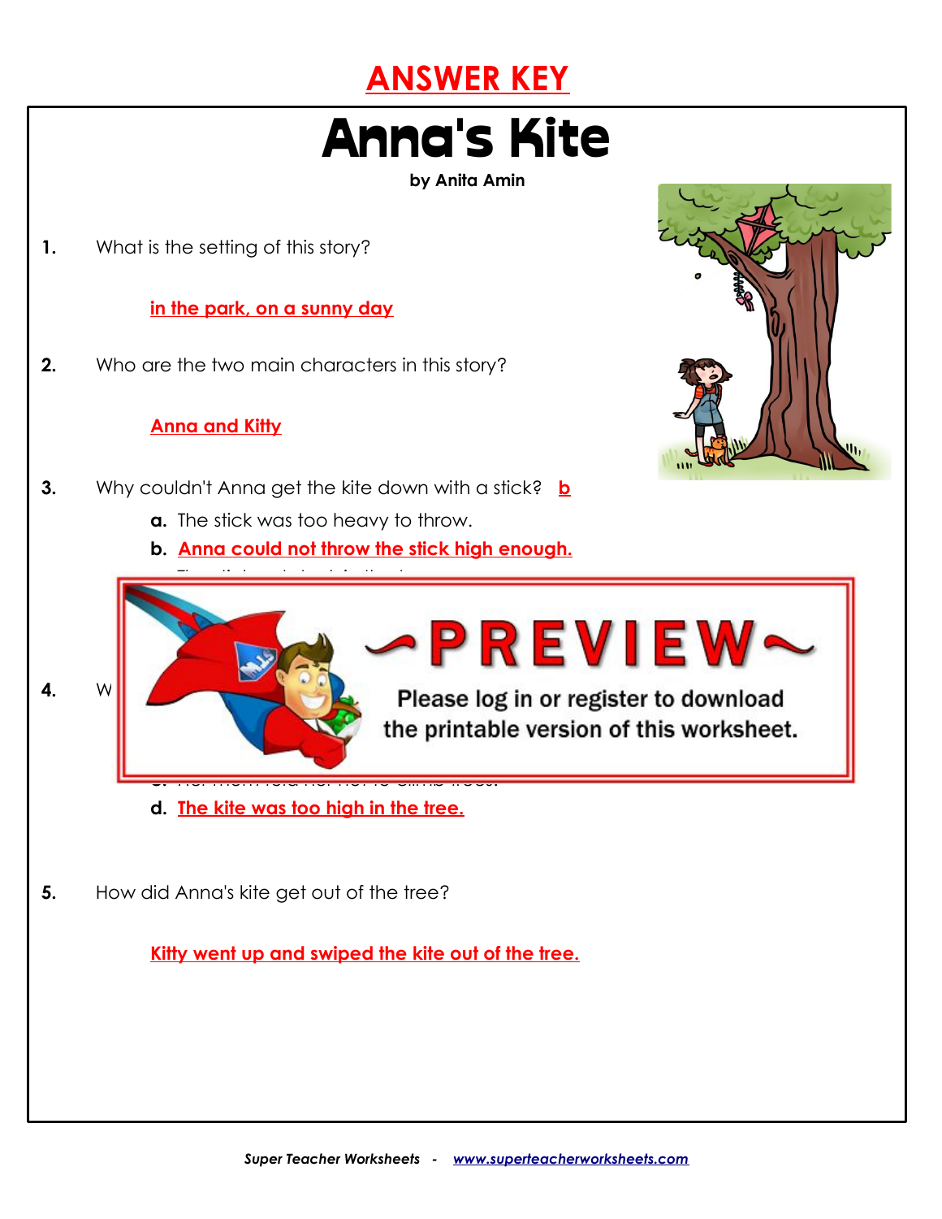# ANSWER KEY

# Anna's Kite

**by Anita Amin**

**1.** What is the setting of this story?

in the park, on a sunny day

**2.** Who are the two main characters in this story?

Anna and Kitty

**3.** Why couldn't Anna get the kite down with a stick? b

**a.** The stick was too heavy to throw.

**b.** Anna could not throw the stick high enough.

**4.** W

**d.** The kite was too high in the tree.

**5.** How did Anna's kite get out of the tree?

Kitty went up and swiped the kite out of the tree.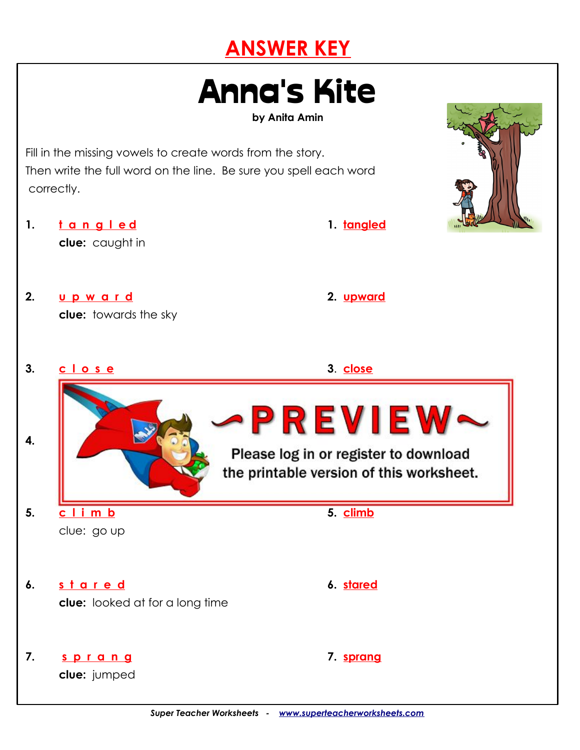# ANSWER KEY

# Anna's Kite

**by Anita Amin**

Fill in the missing vowels to create words from the story.
Then write the full word on the line. Be sure you spell each word correctly.

**1.** t a n g l e d — **1.** tangled
**clue:** caught in

**2.** u p w a r d — **2.** upward
**clue:** towards the sky

**3.** c l o s e — **3.** close

**4.**

~PREVIEW~

Please log in or register to download the printable version of this worksheet.

**5.** c l i m b — **5.** climb
clue: go up

**6.** s t a r e d — **6.** stared
**clue:** looked at for a long time

**7.** s p r a n g — **7.** sprang
**clue:** jumped

*Super Teacher Worksheets - www.superteacherworksheets.com*